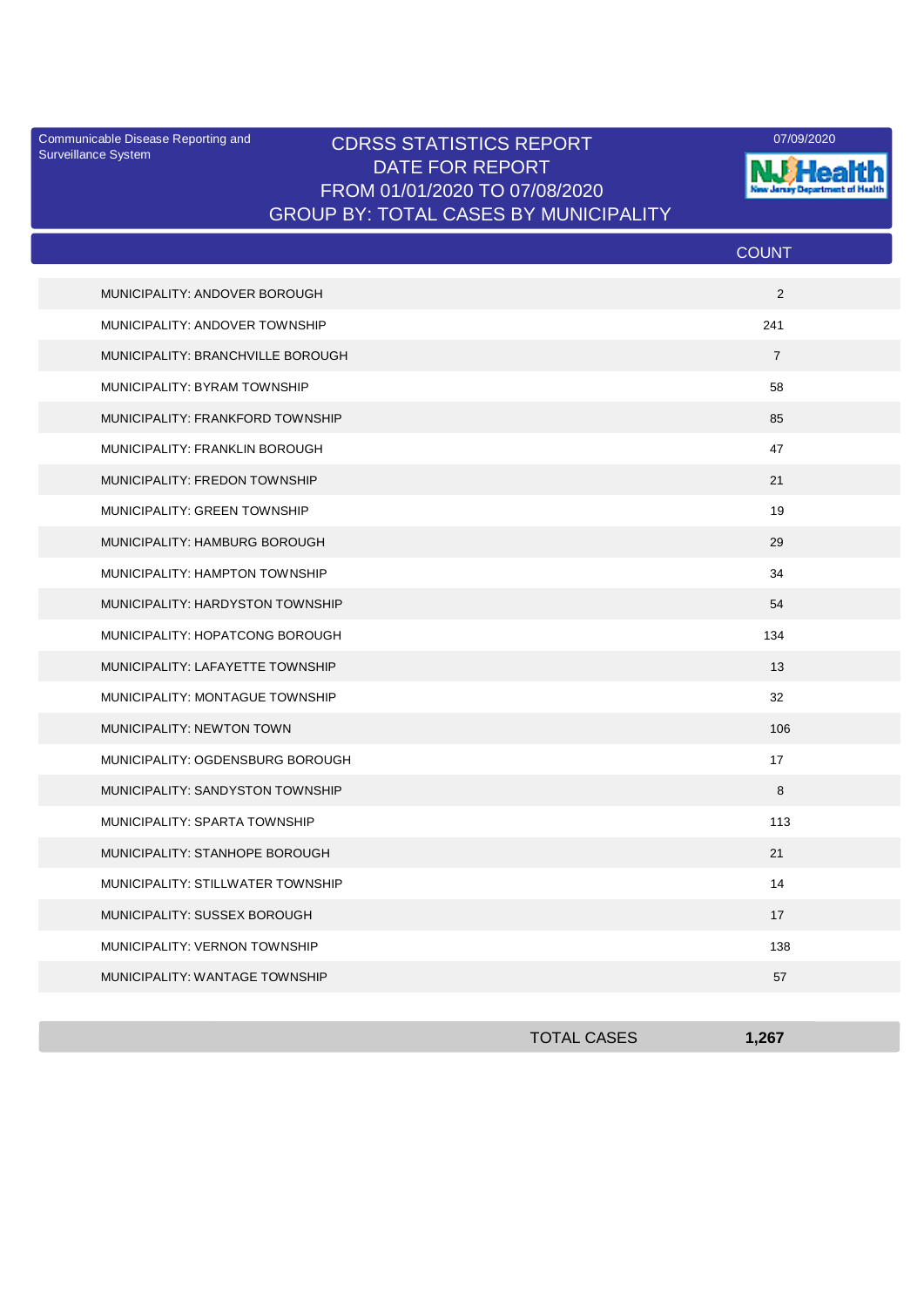Communicable Disease Reporting and Surveillance System

07/09/2020

# CDRSS STATISTICS REPORT
## DATE FOR REPORT
## FROM 01/01/2020 TO 07/08/2020
## GROUP BY: TOTAL CASES BY MUNICIPALITY

| | COUNT |
|---|---|
| MUNICIPALITY: ANDOVER BOROUGH | 2 |
| MUNICIPALITY: ANDOVER TOWNSHIP | 241 |
| MUNICIPALITY: BRANCHVILLE BOROUGH | 7 |
| MUNICIPALITY: BYRAM TOWNSHIP | 58 |
| MUNICIPALITY: FRANKFORD TOWNSHIP | 85 |
| MUNICIPALITY: FRANKLIN BOROUGH | 47 |
| MUNICIPALITY: FREDON TOWNSHIP | 21 |
| MUNICIPALITY: GREEN TOWNSHIP | 19 |
| MUNICIPALITY: HAMBURG BOROUGH | 29 |
| MUNICIPALITY: HAMPTON TOWNSHIP | 34 |
| MUNICIPALITY: HARDYSTON TOWNSHIP | 54 |
| MUNICIPALITY: HOPATCONG BOROUGH | 134 |
| MUNICIPALITY: LAFAYETTE TOWNSHIP | 13 |
| MUNICIPALITY: MONTAGUE TOWNSHIP | 32 |
| MUNICIPALITY: NEWTON TOWN | 106 |
| MUNICIPALITY: OGDENSBURG BOROUGH | 17 |
| MUNICIPALITY: SANDYSTON TOWNSHIP | 8 |
| MUNICIPALITY: SPARTA TOWNSHIP | 113 |
| MUNICIPALITY: STANHOPE BOROUGH | 21 |
| MUNICIPALITY: STILLWATER TOWNSHIP | 14 |
| MUNICIPALITY: SUSSEX BOROUGH | 17 |
| MUNICIPALITY: VERNON TOWNSHIP | 138 |
| MUNICIPALITY: WANTAGE TOWNSHIP | 57 |
| TOTAL CASES | **1,267** |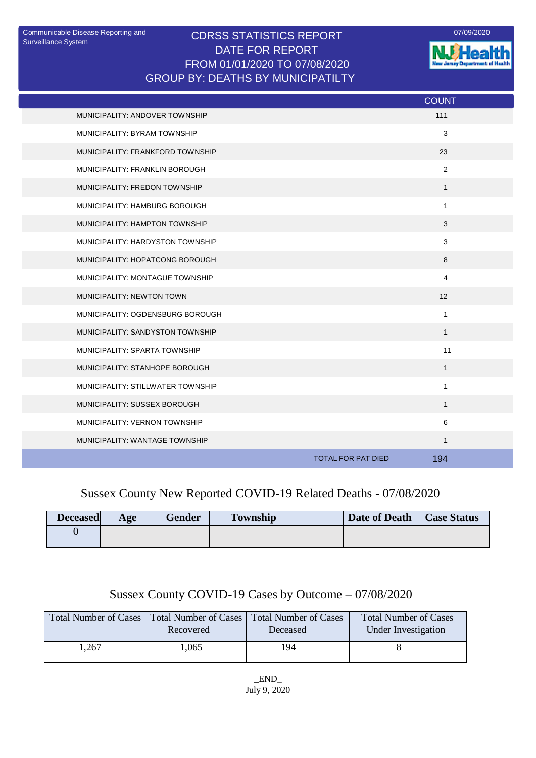Communicable Disease Reporting and Surveillance System

# CDRSS STATISTICS REPORT
## DATE FOR REPORT
## FROM 01/01/2020 TO 07/08/2020
## GROUP BY: DEATHS BY MUNICIPATILTY

07/09/2020

NJ Health New Jersey Department of Health

| | COUNT |
|---|---|
| MUNICIPALITY: ANDOVER TOWNSHIP | 111 |
| MUNICIPALITY: BYRAM TOWNSHIP | 3 |
| MUNICIPALITY: FRANKFORD TOWNSHIP | 23 |
| MUNICIPALITY: FRANKLIN BOROUGH | 2 |
| MUNICIPALITY: FREDON TOWNSHIP | 1 |
| MUNICIPALITY: HAMBURG BOROUGH | 1 |
| MUNICIPALITY: HAMPTON TOWNSHIP | 3 |
| MUNICIPALITY: HARDYSTON TOWNSHIP | 3 |
| MUNICIPALITY: HOPATCONG BOROUGH | 8 |
| MUNICIPALITY: MONTAGUE TOWNSHIP | 4 |
| MUNICIPALITY: NEWTON TOWN | 12 |
| MUNICIPALITY: OGDENSBURG BOROUGH | 1 |
| MUNICIPALITY: SANDYSTON TOWNSHIP | 1 |
| MUNICIPALITY: SPARTA TOWNSHIP | 11 |
| MUNICIPALITY: STANHOPE BOROUGH | 1 |
| MUNICIPALITY: STILLWATER TOWNSHIP | 1 |
| MUNICIPALITY: SUSSEX BOROUGH | 1 |
| MUNICIPALITY: VERNON TOWNSHIP | 6 |
| MUNICIPALITY: WANTAGE TOWNSHIP | 1 |
| TOTAL FOR PAT DIED | 194 |

## Sussex County New Reported COVID-19 Related Deaths - 07/08/2020

| Deceased | Age | Gender | Township | Date of Death | Case Status |
|---|---|---|---|---|---|
| 0 | | | | | |

## Sussex County COVID-19 Cases by Outcome – 07/08/2020

| Total Number of Cases | Total Number of Cases Recovered | Total Number of Cases Deceased | Total Number of Cases Under Investigation |
|---|---|---|---|
| 1,267 | 1,065 | 194 | 8 |

_END_
July 9, 2020